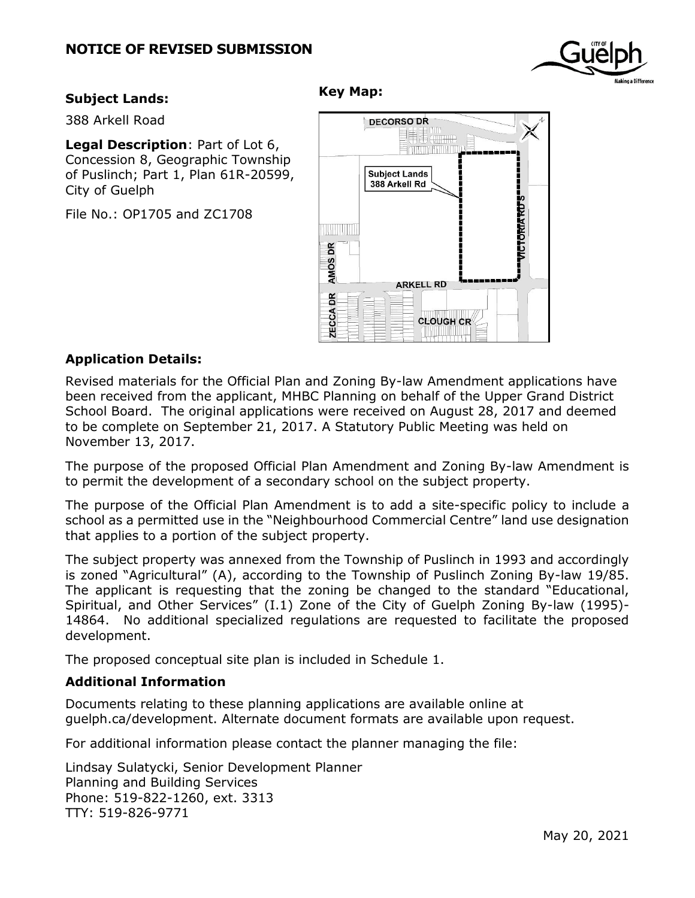# NOTICE OF REVISED SUBMISSION

**Subject Lands:**

388 Arkell Road

**Legal Description**: Part of Lot 6, Concession 8, Geographic Township of Puslinch; Part 1, Plan 61R-20599, City of Guelph

File No.: OP1705 and ZC1708

**Key Map:**

DECORSO DR

Subject Lands
388 Arkell Rd

VICTORIA RD S

AMOS DR

ARKELL RD

ZECCA DR

CLOUGH CR

## Application Details:

Revised materials for the Official Plan and Zoning By-law Amendment applications have been received from the applicant, MHBC Planning on behalf of the Upper Grand District School Board. The original applications were received on August 28, 2017 and deemed to be complete on September 21, 2017. A Statutory Public Meeting was held on November 13, 2017.

The purpose of the proposed Official Plan Amendment and Zoning By-law Amendment is to permit the development of a secondary school on the subject property.

The purpose of the Official Plan Amendment is to add a site-specific policy to include a school as a permitted use in the "Neighbourhood Commercial Centre" land use designation that applies to a portion of the subject property.

The subject property was annexed from the Township of Puslinch in 1993 and accordingly is zoned "Agricultural" (A), according to the Township of Puslinch Zoning By-law 19/85. The applicant is requesting that the zoning be changed to the standard "Educational, Spiritual, and Other Services" (I.1) Zone of the City of Guelph Zoning By-law (1995)-14864. No additional specialized regulations are requested to facilitate the proposed development.

The proposed conceptual site plan is included in Schedule 1.

## Additional Information

Documents relating to these planning applications are available online at guelph.ca/development. Alternate document formats are available upon request.

For additional information please contact the planner managing the file:

Lindsay Sulatycki, Senior Development Planner
Planning and Building Services
Phone: 519-822-1260, ext. 3313
TTY: 519-826-9771

May 20, 2021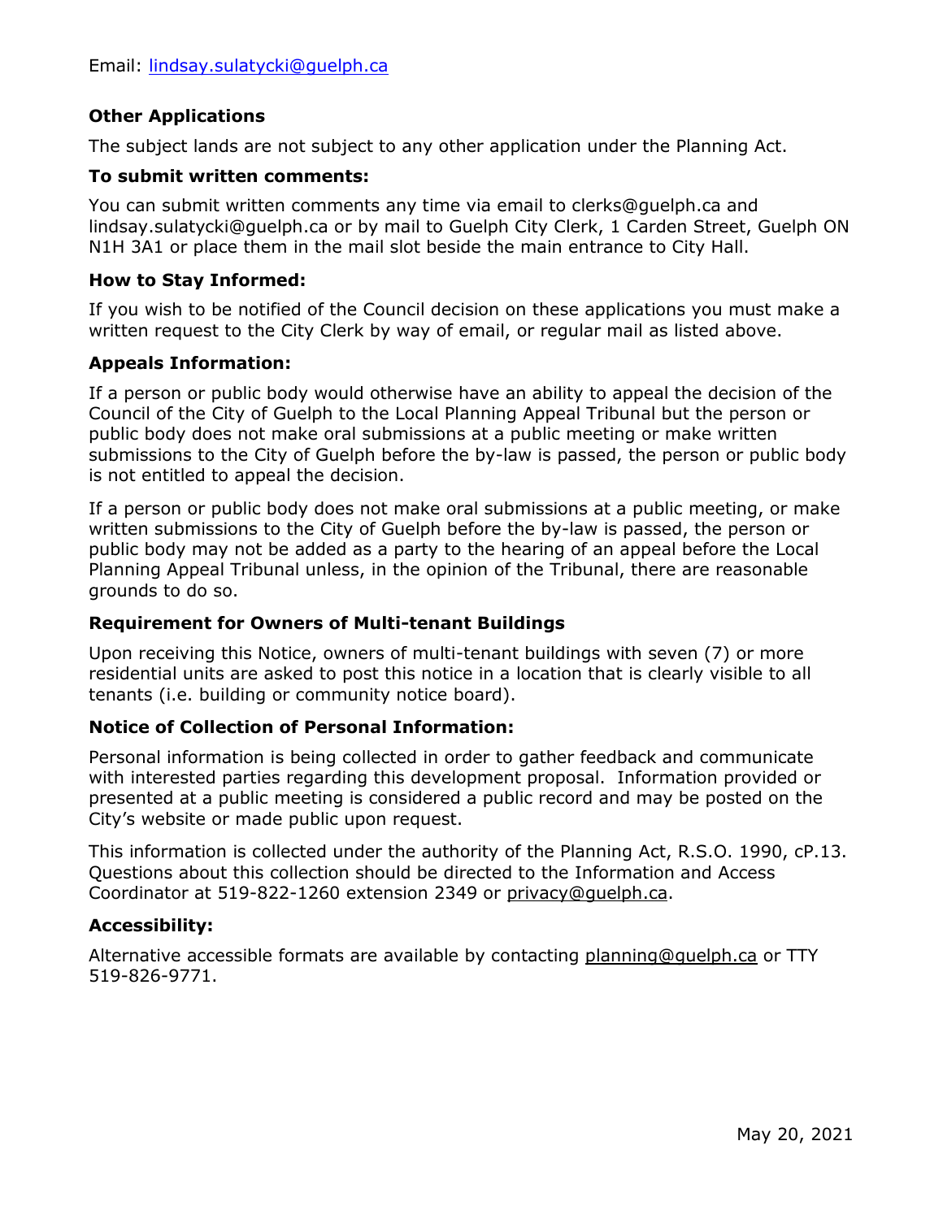Email: lindsay.sulatycki@guelph.ca

### Other Applications

The subject lands are not subject to any other application under the Planning Act.

### To submit written comments:

You can submit written comments any time via email to clerks@guelph.ca and lindsay.sulatycki@guelph.ca or by mail to Guelph City Clerk, 1 Carden Street, Guelph ON N1H 3A1 or place them in the mail slot beside the main entrance to City Hall.

### How to Stay Informed:

If you wish to be notified of the Council decision on these applications you must make a written request to the City Clerk by way of email, or regular mail as listed above.

### Appeals Information:

If a person or public body would otherwise have an ability to appeal the decision of the Council of the City of Guelph to the Local Planning Appeal Tribunal but the person or public body does not make oral submissions at a public meeting or make written submissions to the City of Guelph before the by-law is passed, the person or public body is not entitled to appeal the decision.

If a person or public body does not make oral submissions at a public meeting, or make written submissions to the City of Guelph before the by-law is passed, the person or public body may not be added as a party to the hearing of an appeal before the Local Planning Appeal Tribunal unless, in the opinion of the Tribunal, there are reasonable grounds to do so.

### Requirement for Owners of Multi-tenant Buildings

Upon receiving this Notice, owners of multi-tenant buildings with seven (7) or more residential units are asked to post this notice in a location that is clearly visible to all tenants (i.e. building or community notice board).

### Notice of Collection of Personal Information:

Personal information is being collected in order to gather feedback and communicate with interested parties regarding this development proposal. Information provided or presented at a public meeting is considered a public record and may be posted on the City's website or made public upon request.

This information is collected under the authority of the Planning Act, R.S.O. 1990, cP.13. Questions about this collection should be directed to the Information and Access Coordinator at 519-822-1260 extension 2349 or privacy@guelph.ca.

### Accessibility:

Alternative accessible formats are available by contacting planning@guelph.ca or TTY 519-826-9771.

May 20, 2021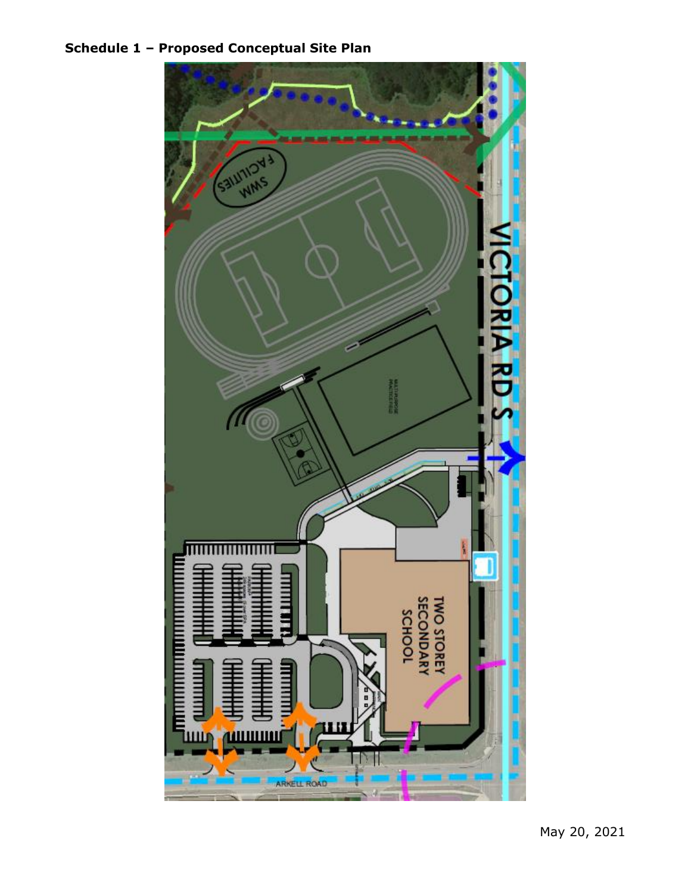**Schedule 1 – Proposed Conceptual Site Plan**

SWM FACILITIES

VICTORIA RD S

TWO STOREY SECONDARY SCHOOL

ARKELL ROAD

May 20, 2021